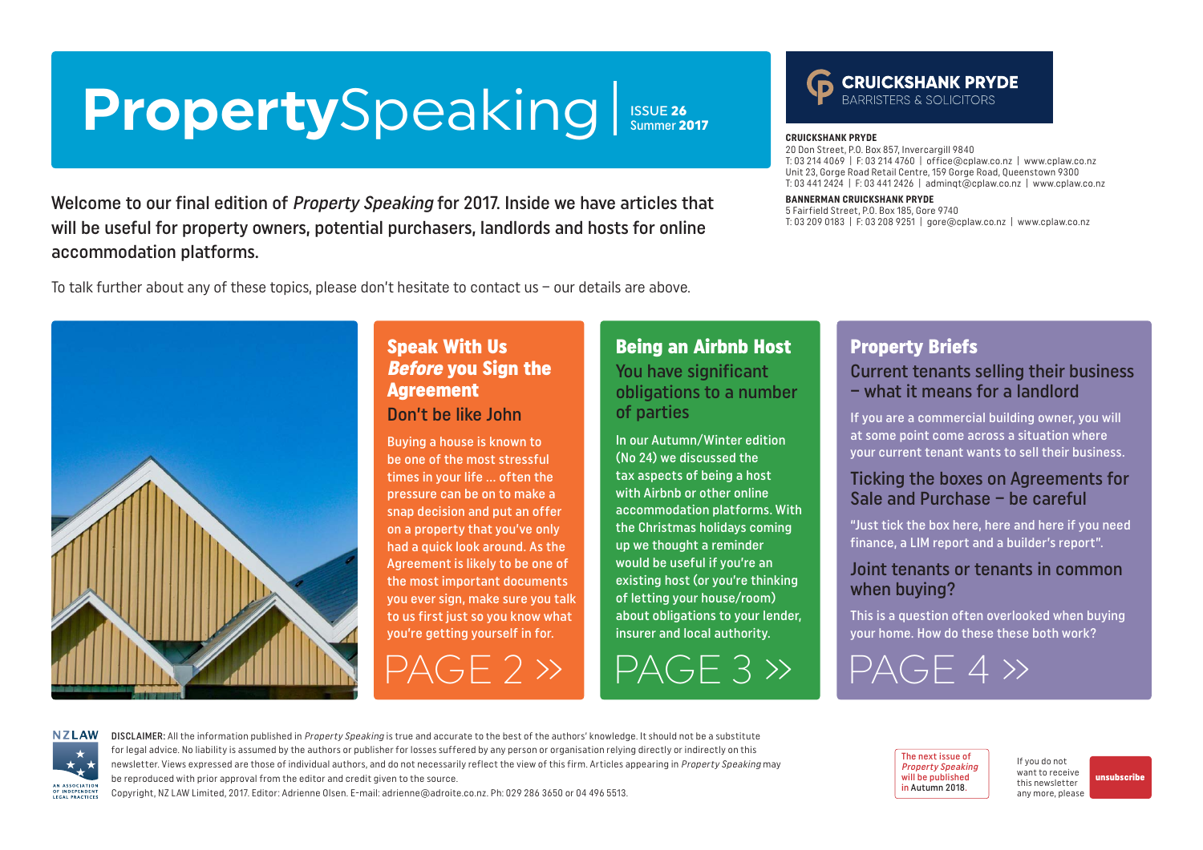# **Property**Speaking

ISSUE **26**
Summer **2017**

**CRUICKSHANK PRYDE**
BARRISTERS & SOLICITORS

**CRUICKSHANK PRYDE**
20 Don Street, P.O. Box 857, Invercargill 9840
T: 03 214 4069 | F: 03 214 4760 | office@cplaw.co.nz | www.cplaw.co.nz
Unit 23, Gorge Road Retail Centre, 159 Gorge Road, Queenstown 9300
T: 03 441 2424 | F: 03 441 2426 | adminqt@cplaw.co.nz | www.cplaw.co.nz

**BANNERMAN CRUICKSHANK PRYDE**
5 Fairfield Street, P.O. Box 185, Gore 9740
T: 03 209 0183 | F: 03 208 9251 | gore@cplaw.co.nz | www.cplaw.co.nz

Welcome to our final edition of *Property Speaking* for 2017. Inside we have articles that will be useful for property owners, potential purchasers, landlords and hosts for online accommodation platforms.

To talk further about any of these topics, please don't hesitate to contact us – our details are above.

## Speak With Us *Before* you Sign the Agreement

### Don't be like John

Buying a house is known to be one of the most stressful times in your life ... often the pressure can be on to make a snap decision and put an offer on a property that you've only had a quick look around. As the Agreement is likely to be one of the most important documents you ever sign, make sure you talk to us first just so you know what you're getting yourself in for.

PAGE 2 »

## Being an Airbnb Host

### You have significant obligations to a number of parties

In our Autumn/Winter edition (No 24) we discussed the tax aspects of being a host with Airbnb or other online accommodation platforms. With the Christmas holidays coming up we thought a reminder would be useful if you're an existing host (or you're thinking of letting your house/room) about obligations to your lender, insurer and local authority.

PAGE 3 »

## Property Briefs

### Current tenants selling their business – what it means for a landlord

If you are a commercial building owner, you will at some point come across a situation where your current tenant wants to sell their business.

### Ticking the boxes on Agreements for Sale and Purchase – be careful

"Just tick the box here, here and here if you need finance, a LIM report and a builder's report".

### Joint tenants or tenants in common when buying?

This is a question often overlooked when buying your home. How do these these both work?

PAGE 4 »

NZLAW
AN ASSOCIATION OF INDEPENDENT LEGAL PRACTICES

**DISCLAIMER:** All the information published in *Property Speaking* is true and accurate to the best of the authors' knowledge. It should not be a substitute for legal advice. No liability is assumed by the authors or publisher for losses suffered by any person or organisation relying directly or indirectly on this newsletter. Views expressed are those of individual authors, and do not necessarily reflect the view of this firm. Articles appearing in *Property Speaking* may be reproduced with prior approval from the editor and credit given to the source.
Copyright, NZ LAW Limited, 2017. Editor: Adrienne Olsen. E-mail: adrienne@adroite.co.nz. Ph: 029 286 3650 or 04 496 5513.

The next issue of *Property Speaking* will be published in Autumn 2018.

If you do not want to receive this newsletter any more, please **unsubscribe**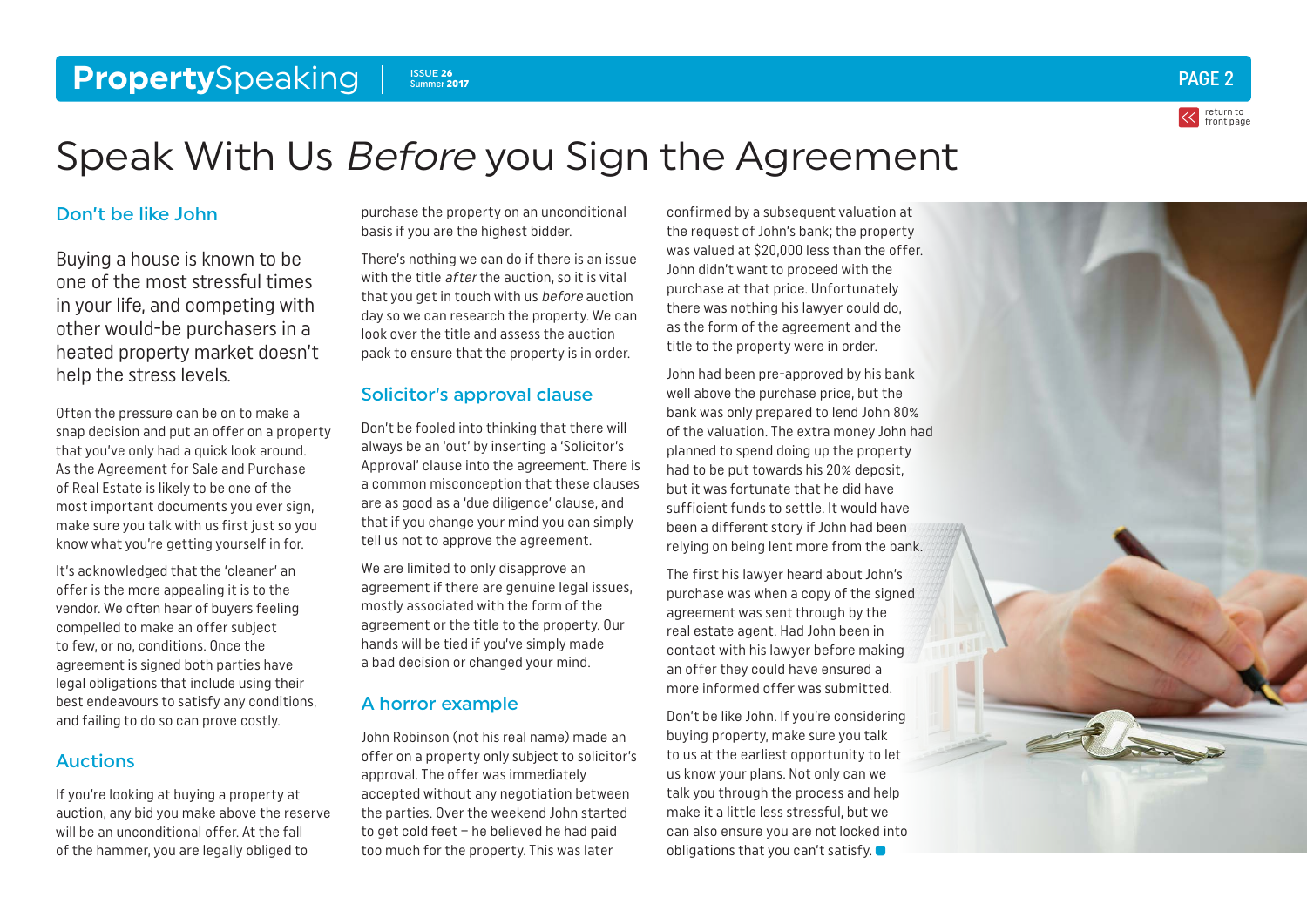# Speak With Us *Before* you Sign the Agreement

## Don't be like John

Buying a house is known to be one of the most stressful times in your life, and competing with other would-be purchasers in a heated property market doesn't help the stress levels.

Often the pressure can be on to make a snap decision and put an offer on a property that you've only had a quick look around. As the Agreement for Sale and Purchase of Real Estate is likely to be one of the most important documents you ever sign, make sure you talk with us first just so you know what you're getting yourself in for.

It's acknowledged that the 'cleaner' an offer is the more appealing it is to the vendor. We often hear of buyers feeling compelled to make an offer subject to few, or no, conditions. Once the agreement is signed both parties have legal obligations that include using their best endeavours to satisfy any conditions, and failing to do so can prove costly.

## Auctions

If you're looking at buying a property at auction, any bid you make above the reserve will be an unconditional offer. At the fall of the hammer, you are legally obliged to purchase the property on an unconditional basis if you are the highest bidder.

There's nothing we can do if there is an issue with the title *after* the auction, so it is vital that you get in touch with us *before* auction day so we can research the property. We can look over the title and assess the auction pack to ensure that the property is in order.

## Solicitor's approval clause

Don't be fooled into thinking that there will always be an 'out' by inserting a 'Solicitor's Approval' clause into the agreement. There is a common misconception that these clauses are as good as a 'due diligence' clause, and that if you change your mind you can simply tell us not to approve the agreement.

We are limited to only disapprove an agreement if there are genuine legal issues, mostly associated with the form of the agreement or the title to the property. Our hands will be tied if you've simply made a bad decision or changed your mind.

## A horror example

John Robinson (not his real name) made an offer on a property only subject to solicitor's approval. The offer was immediately accepted without any negotiation between the parties. Over the weekend John started to get cold feet – he believed he had paid too much for the property. This was later confirmed by a subsequent valuation at the request of John's bank; the property was valued at $20,000 less than the offer. John didn't want to proceed with the purchase at that price. Unfortunately there was nothing his lawyer could do, as the form of the agreement and the title to the property were in order.

John had been pre-approved by his bank well above the purchase price, but the bank was only prepared to lend John 80% of the valuation. The extra money John had planned to spend doing up the property had to be put towards his 20% deposit, but it was fortunate that he did have sufficient funds to settle. It would have been a different story if John had been relying on being lent more from the bank.

The first his lawyer heard about John's purchase was when a copy of the signed agreement was sent through by the real estate agent. Had John been in contact with his lawyer before making an offer they could have ensured a more informed offer was submitted.

Don't be like John. If you're considering buying property, make sure you talk to us at the earliest opportunity to let us know your plans. Not only can we talk you through the process and help make it a little less stressful, but we can also ensure you are not locked into obligations that you can't satisfy.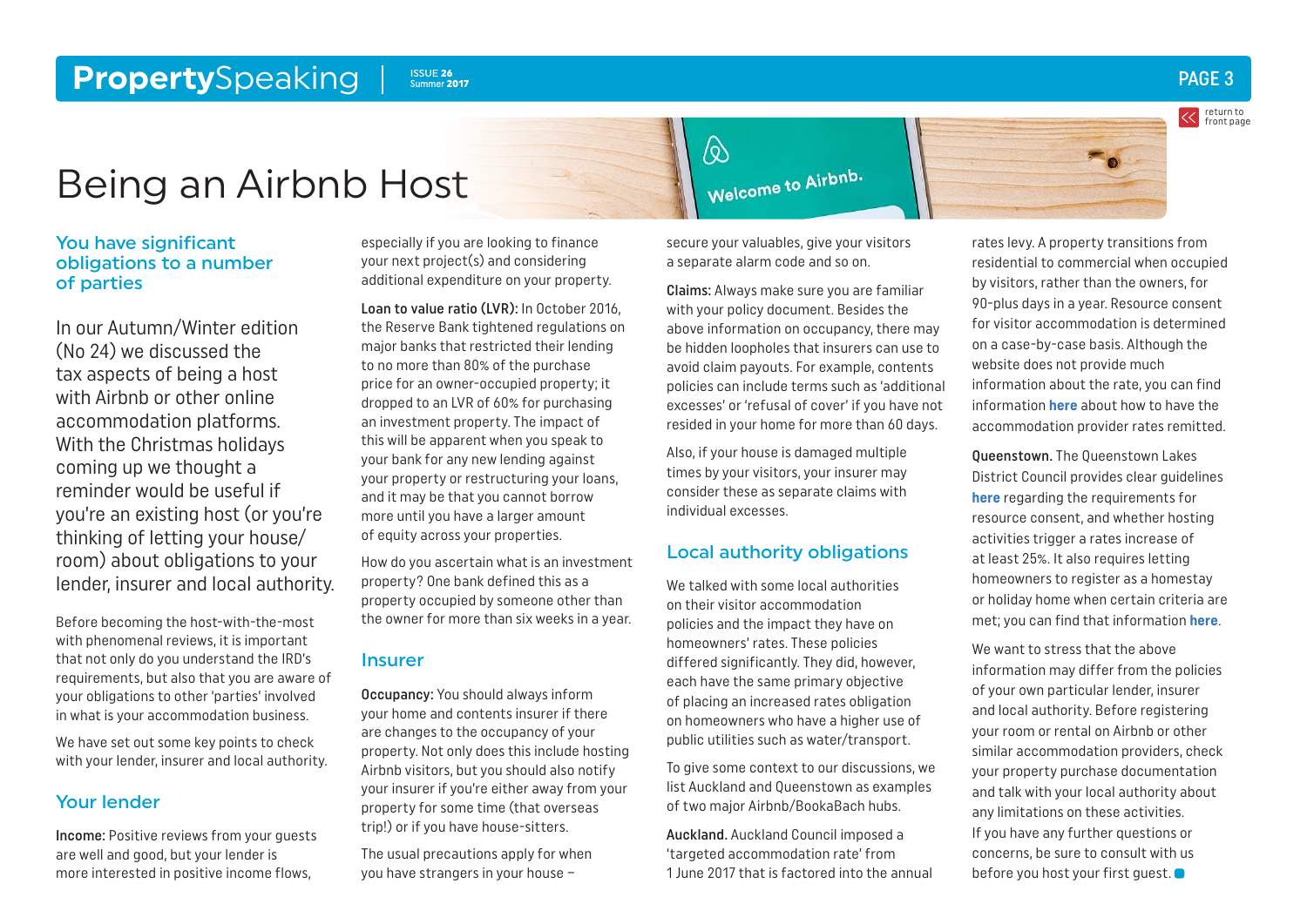# Being an Airbnb Host

## You have significant obligations to a number of parties

In our Autumn/Winter edition (No 24) we discussed the tax aspects of being a host with Airbnb or other online accommodation platforms. With the Christmas holidays coming up we thought a reminder would be useful if you're an existing host (or you're thinking of letting your house/room) about obligations to your lender, insurer and local authority.

Before becoming the host-with-the-most with phenomenal reviews, it is important that not only do you understand the IRD's requirements, but also that you are aware of your obligations to other 'parties' involved in what is your accommodation business.

We have set out some key points to check with your lender, insurer and local authority.

## Your lender

**Income:** Positive reviews from your guests are well and good, but your lender is more interested in positive income flows, especially if you are looking to finance your next project(s) and considering additional expenditure on your property.

**Loan to value ratio (LVR):** In October 2016, the Reserve Bank tightened regulations on major banks that restricted their lending to no more than 80% of the purchase price for an owner-occupied property; it dropped to an LVR of 60% for purchasing an investment property. The impact of this will be apparent when you speak to your bank for any new lending against your property or restructuring your loans, and it may be that you cannot borrow more until you have a larger amount of equity across your properties.

How do you ascertain what is an investment property? One bank defined this as a property occupied by someone other than the owner for more than six weeks in a year.

## Insurer

**Occupancy:** You should always inform your home and contents insurer if there are changes to the occupancy of your property. Not only does this include hosting Airbnb visitors, but you should also notify your insurer if you're either away from your property for some time (that overseas trip!) or if you have house-sitters.

The usual precautions apply for when you have strangers in your house – secure your valuables, give your visitors a separate alarm code and so on.

**Claims:** Always make sure you are familiar with your policy document. Besides the above information on occupancy, there may be hidden loopholes that insurers can use to avoid claim payouts. For example, contents policies can include terms such as 'additional excesses' or 'refusal of cover' if you have not resided in your home for more than 60 days.

Also, if your house is damaged multiple times by your visitors, your insurer may consider these as separate claims with individual excesses.

## Local authority obligations

We talked with some local authorities on their visitor accommodation policies and the impact they have on homeowners' rates. These policies differed significantly. They did, however, each have the same primary objective of placing an increased rates obligation on homeowners who have a higher use of public utilities such as water/transport.

To give some context to our discussions, we list Auckland and Queenstown as examples of two major Airbnb/BookaBach hubs.

**Auckland.** Auckland Council imposed a 'targeted accommodation rate' from 1 June 2017 that is factored into the annual rates levy. A property transitions from residential to commercial when occupied by visitors, rather than the owners, for 90-plus days in a year. Resource consent for visitor accommodation is determined on a case-by-case basis. Although the website does not provide much information about the rate, you can find information **here** about how to have the accommodation provider rates remitted.

**Queenstown.** The Queenstown Lakes District Council provides clear guidelines **here** regarding the requirements for resource consent, and whether hosting activities trigger a rates increase of at least 25%. It also requires letting homeowners to register as a homestay or holiday home when certain criteria are met; you can find that information **here**.

We want to stress that the above information may differ from the policies of your own particular lender, insurer and local authority. Before registering your room or rental on Airbnb or other similar accommodation providers, check your property purchase documentation and talk with your local authority about any limitations on these activities. If you have any further questions or concerns, be sure to consult with us before you host your first guest.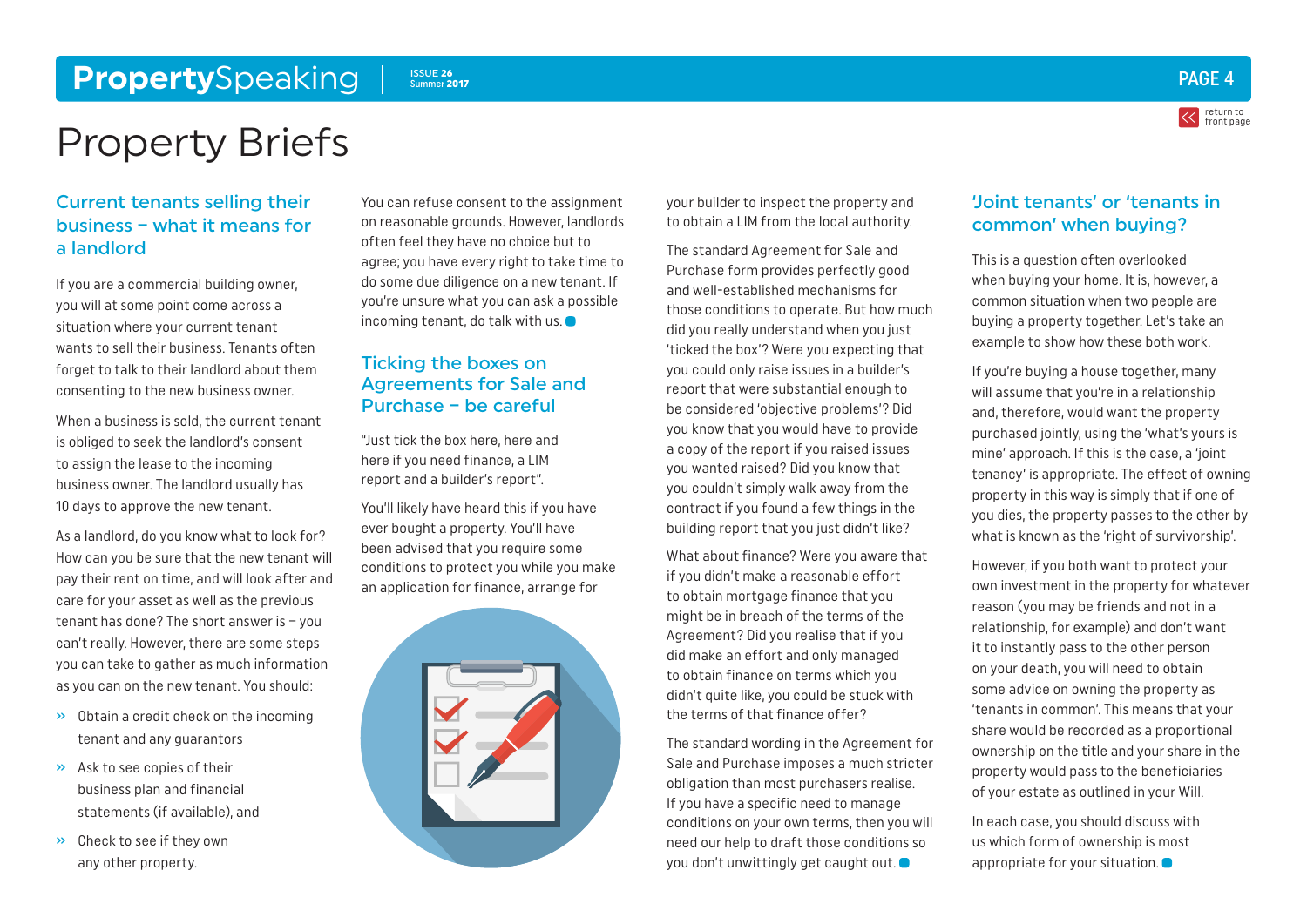# Property Briefs

## Current tenants selling their business – what it means for a landlord

If you are a commercial building owner, you will at some point come across a situation where your current tenant wants to sell their business. Tenants often forget to talk to their landlord about them consenting to the new business owner.

When a business is sold, the current tenant is obliged to seek the landlord's consent to assign the lease to the incoming business owner. The landlord usually has 10 days to approve the new tenant.

As a landlord, do you know what to look for? How can you be sure that the new tenant will pay their rent on time, and will look after and care for your asset as well as the previous tenant has done? The short answer is – you can't really. However, there are some steps you can take to gather as much information as you can on the new tenant. You should:

- Obtain a credit check on the incoming tenant and any guarantors
- Ask to see copies of their business plan and financial statements (if available), and
- Check to see if they own any other property.

You can refuse consent to the assignment on reasonable grounds. However, landlords often feel they have no choice but to agree; you have every right to take time to do some due diligence on a new tenant. If you're unsure what you can ask a possible incoming tenant, do talk with us.

## Ticking the boxes on Agreements for Sale and Purchase – be careful

"Just tick the box here, here and here if you need finance, a LIM report and a builder's report".

You'll likely have heard this if you have ever bought a property. You'll have been advised that you require some conditions to protect you while you make an application for finance, arrange for your builder to inspect the property and to obtain a LIM from the local authority.

The standard Agreement for Sale and Purchase form provides perfectly good and well-established mechanisms for those conditions to operate. But how much did you really understand when you just 'ticked the box'? Were you expecting that you could only raise issues in a builder's report that were substantial enough to be considered 'objective problems'? Did you know that you would have to provide a copy of the report if you raised issues you wanted raised? Did you know that you couldn't simply walk away from the contract if you found a few things in the building report that you just didn't like?

What about finance? Were you aware that if you didn't make a reasonable effort to obtain mortgage finance that you might be in breach of the terms of the Agreement? Did you realise that if you did make an effort and only managed to obtain finance on terms which you didn't quite like, you could be stuck with the terms of that finance offer?

The standard wording in the Agreement for Sale and Purchase imposes a much stricter obligation than most purchasers realise. If you have a specific need to manage conditions on your own terms, then you will need our help to draft those conditions so you don't unwittingly get caught out.

## 'Joint tenants' or 'tenants in common' when buying?

This is a question often overlooked when buying your home. It is, however, a common situation when two people are buying a property together. Let's take an example to show how these both work.

If you're buying a house together, many will assume that you're in a relationship and, therefore, would want the property purchased jointly, using the 'what's yours is mine' approach. If this is the case, a 'joint tenancy' is appropriate. The effect of owning property in this way is simply that if one of you dies, the property passes to the other by what is known as the 'right of survivorship'.

However, if you both want to protect your own investment in the property for whatever reason (you may be friends and not in a relationship, for example) and don't want it to instantly pass to the other person on your death, you will need to obtain some advice on owning the property as 'tenants in common'. This means that your share would be recorded as a proportional ownership on the title and your share in the property would pass to the beneficiaries of your estate as outlined in your Will.

In each case, you should discuss with us which form of ownership is most appropriate for your situation.